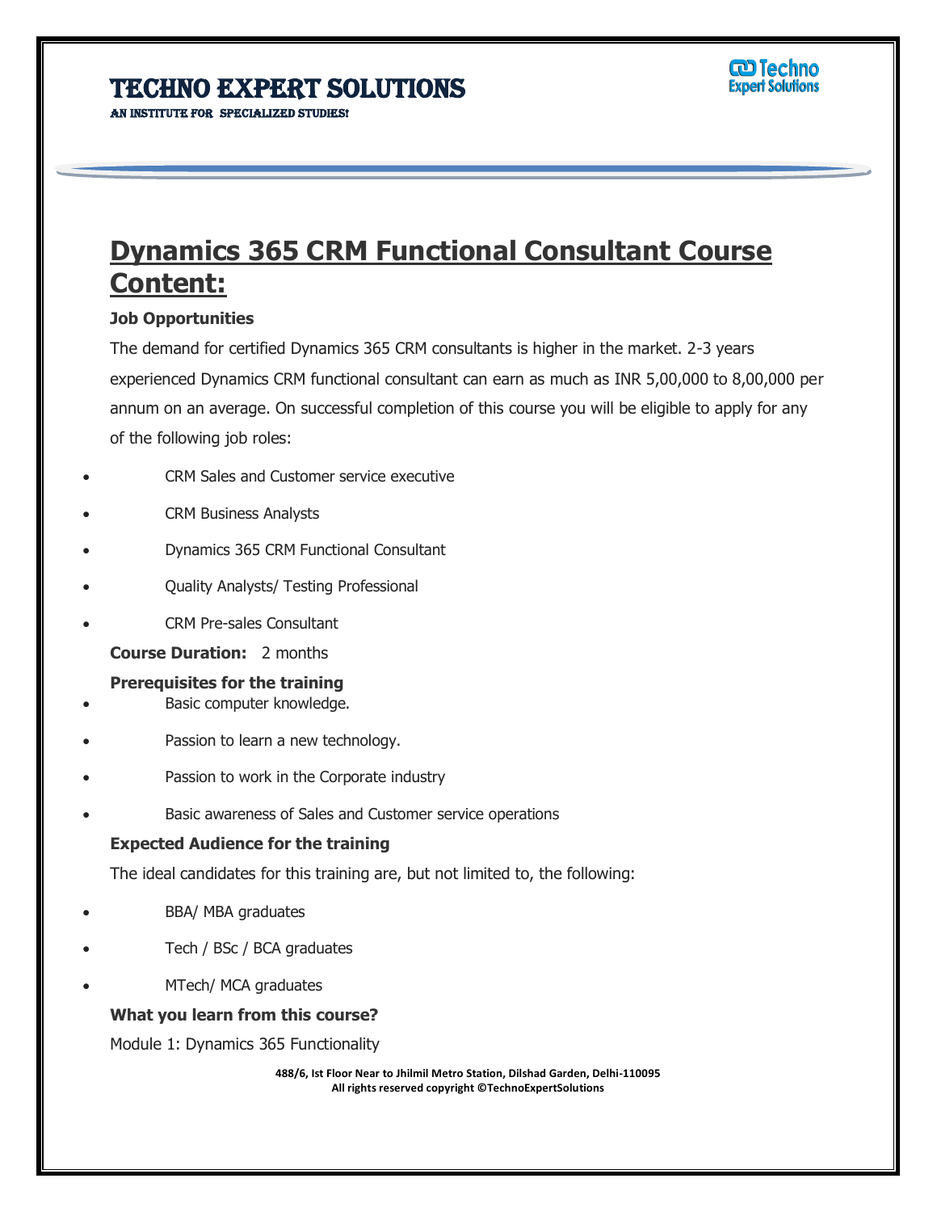# TECHNO EXPERT SOLUTIONS

AN INSTITUTE FOR SPECIALIZED STUDIES!

## Dynamics 365 CRM Functional Consultant Course Content:

**Job Opportunities**

The demand for certified Dynamics 365 CRM consultants is higher in the market. 2-3 years experienced Dynamics CRM functional consultant can earn as much as INR 5,00,000 to 8,00,000 per annum on an average. On successful completion of this course you will be eligible to apply for any of the following job roles:

- CRM Sales and Customer service executive
- CRM Business Analysts
- Dynamics 365 CRM Functional Consultant
- Quality Analysts/ Testing Professional
- CRM Pre-sales Consultant

**Course Duration:** 2 months

**Prerequisites for the training**

- Basic computer knowledge.
- Passion to learn a new technology.
- Passion to work in the Corporate industry
- Basic awareness of Sales and Customer service operations

**Expected Audience for the training**

The ideal candidates for this training are, but not limited to, the following:

- BBA/ MBA graduates
- Tech / BSc / BCA graduates
- MTech/ MCA graduates

**What you learn from this course?**

Module 1: Dynamics 365 Functionality

488/6, Ist Floor Near to Jhilmil Metro Station, Dilshad Garden, Delhi-110095
All rights reserved copyright ©TechnoExpertSolutions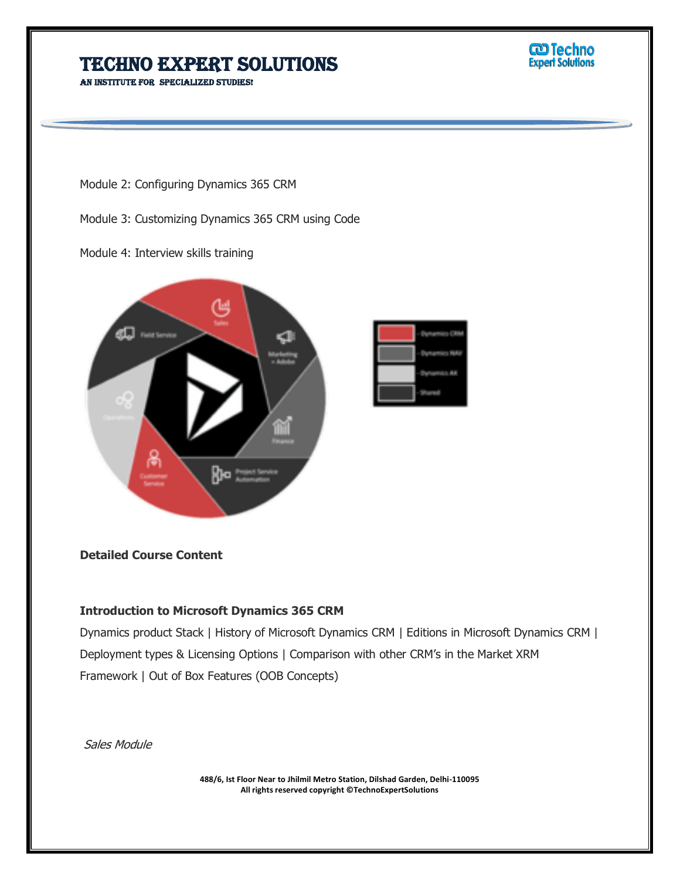Module 2: Configuring Dynamics 365 CRM

Module 3: Customizing Dynamics 365 CRM using Code

Module 4: Interview skills training

**Detailed Course Content**

**Introduction to Microsoft Dynamics 365 CRM**

Dynamics product Stack | History of Microsoft Dynamics CRM | Editions in Microsoft Dynamics CRM | Deployment types & Licensing Options | Comparison with other CRM's in the Market XRM Framework | Out of Box Features (OOB Concepts)

*Sales Module*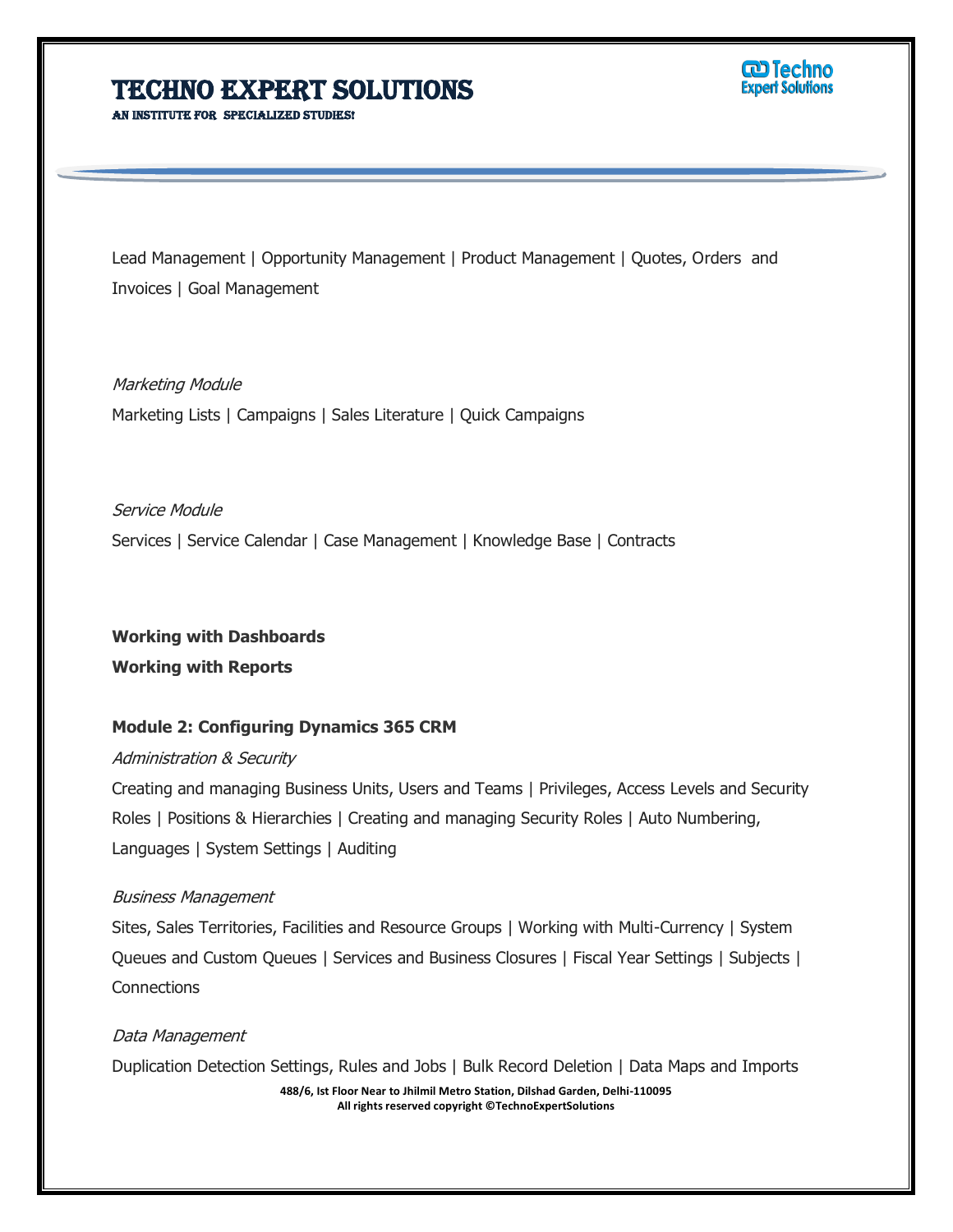Lead Management | Opportunity Management | Product Management | Quotes, Orders and Invoices | Goal Management

*Marketing Module*

Marketing Lists | Campaigns | Sales Literature | Quick Campaigns

*Service Module*

Services | Service Calendar | Case Management | Knowledge Base | Contracts

**Working with Dashboards**

**Working with Reports**

**Module 2: Configuring Dynamics 365 CRM**

*Administration & Security*

Creating and managing Business Units, Users and Teams | Privileges, Access Levels and Security Roles | Positions & Hierarchies | Creating and managing Security Roles | Auto Numbering, Languages | System Settings | Auditing

*Business Management*

Sites, Sales Territories, Facilities and Resource Groups | Working with Multi-Currency | System Queues and Custom Queues | Services and Business Closures | Fiscal Year Settings | Subjects | Connections

*Data Management*

Duplication Detection Settings, Rules and Jobs | Bulk Record Deletion | Data Maps and Imports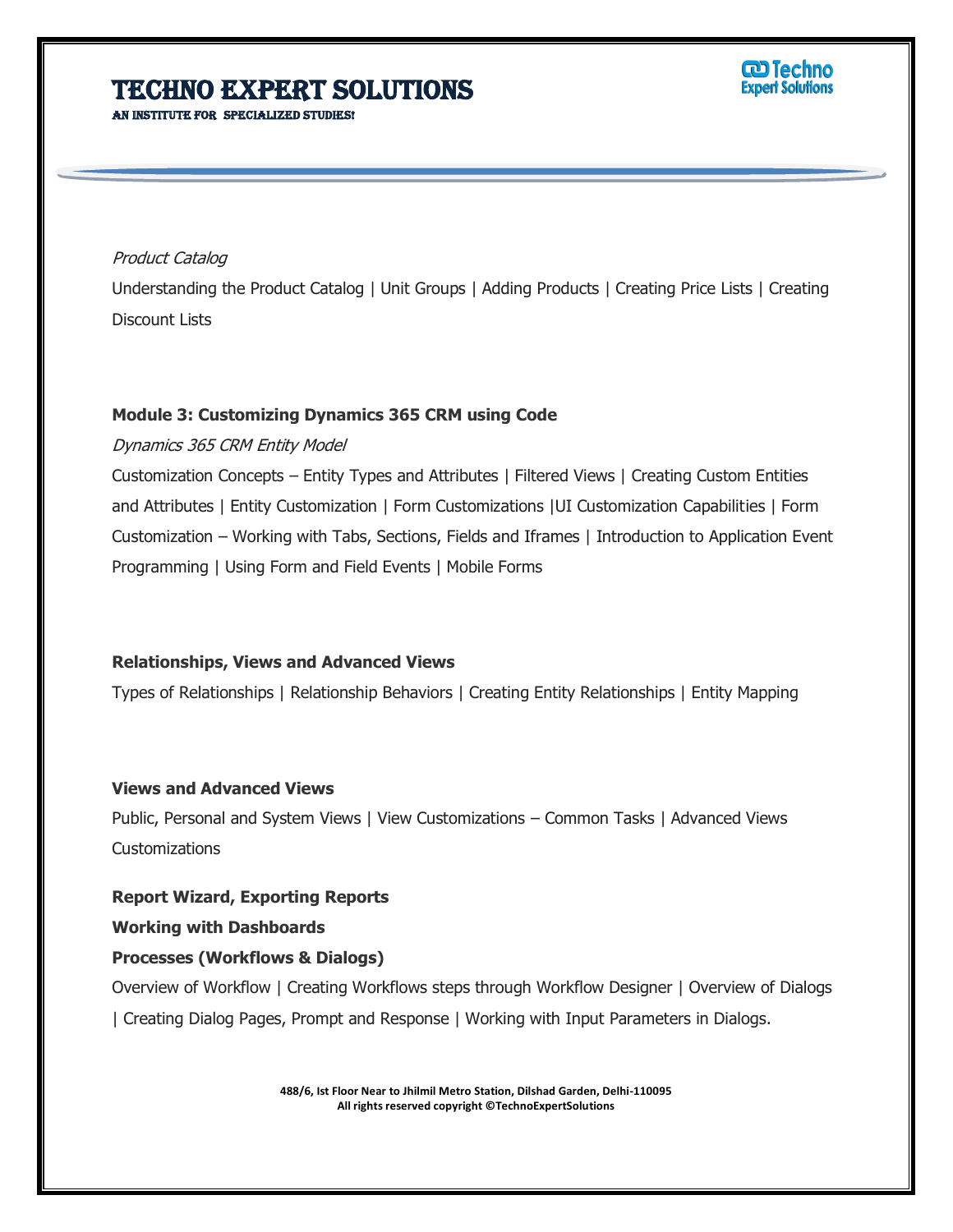*Product Catalog*

Understanding the Product Catalog | Unit Groups | Adding Products | Creating Price Lists | Creating Discount Lists

**Module 3: Customizing Dynamics 365 CRM using Code**

*Dynamics 365 CRM Entity Model*

Customization Concepts – Entity Types and Attributes | Filtered Views | Creating Custom Entities and Attributes | Entity Customization | Form Customizations |UI Customization Capabilities | Form Customization – Working with Tabs, Sections, Fields and Iframes | Introduction to Application Event Programming | Using Form and Field Events | Mobile Forms

**Relationships, Views and Advanced Views**

Types of Relationships | Relationship Behaviors | Creating Entity Relationships | Entity Mapping

**Views and Advanced Views**

Public, Personal and System Views | View Customizations – Common Tasks | Advanced Views Customizations

**Report Wizard, Exporting Reports**

**Working with Dashboards**

**Processes (Workflows & Dialogs)**

Overview of Workflow | Creating Workflows steps through Workflow Designer | Overview of Dialogs | Creating Dialog Pages, Prompt and Response | Working with Input Parameters in Dialogs.